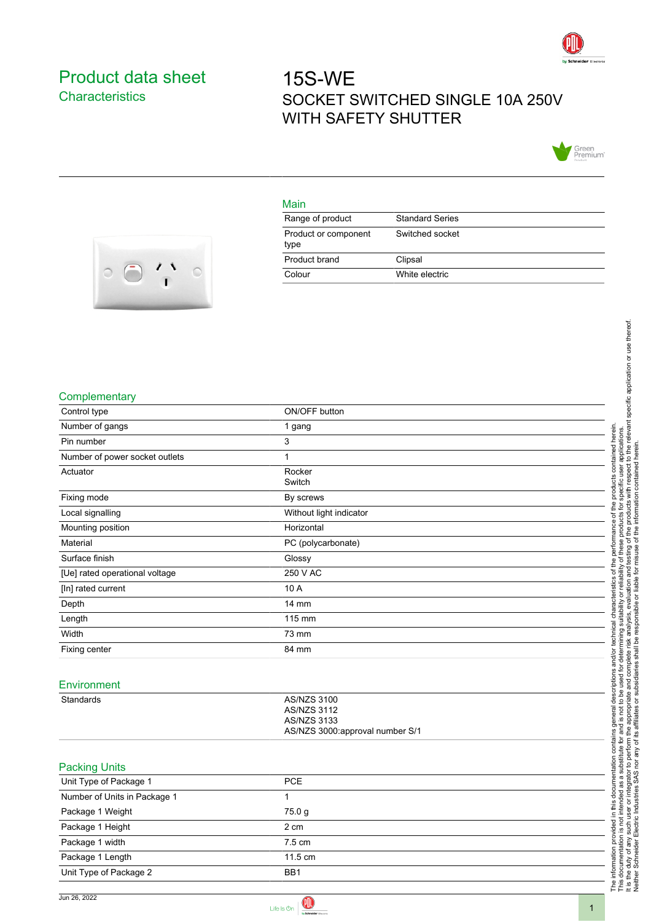# Product data sheet
## Characteristics

# 15S-WE
SOCKET SWITCHED SINGLE 10A 250V WITH SAFETY SHUTTER

## Main

| | |
|---|---|
| Range of product | Standard Series |
| Product or component type | Switched socket |
| Product brand | Clipsal |
| Colour | White electric |

## Complementary

| | |
|---|---|
| Control type | ON/OFF button |
| Number of gangs | 1 gang |
| Pin number | 3 |
| Number of power socket outlets | 1 |
| Actuator | Rocker<br>Switch |
| Fixing mode | By screws |
| Local signalling | Without light indicator |
| Mounting position | Horizontal |
| Material | PC (polycarbonate) |
| Surface finish | Glossy |
| [Ue] rated operational voltage | 250 V AC |
| [In] rated current | 10 A |
| Depth | 14 mm |
| Length | 115 mm |
| Width | 73 mm |
| Fixing center | 84 mm |

## Environment

| | |
|---|---|
| Standards | AS/NZS 3100<br>AS/NZS 3112<br>AS/NZS 3133<br>AS/NZS 3000:approval number S/1 |

## Packing Units

| | |
|---|---|
| Unit Type of Package 1 | PCE |
| Number of Units in Package 1 | 1 |
| Package 1 Weight | 75.0 g |
| Package 1 Height | 2 cm |
| Package 1 width | 7.5 cm |
| Package 1 Length | 11.5 cm |
| Unit Type of Package 2 | BB1 |

The information provided in this documentation contains general descriptions and/or technical characteristics of the performance of the products contained herein.
This documentation is not intended as a substitute for and is not to be used for determining suitability or reliability of these products for specific user applications.
It is the duty of any such user or integrator to perform the appropriate and complete risk analysis, evaluation and testing of the products with respect to the relevant specific application or use thereof.
Neither Schneider Electric Industries SAS nor any of its affiliates or subsidiaries shall be responsible or liable for misuse of the information contained herein.

Jun 26, 2022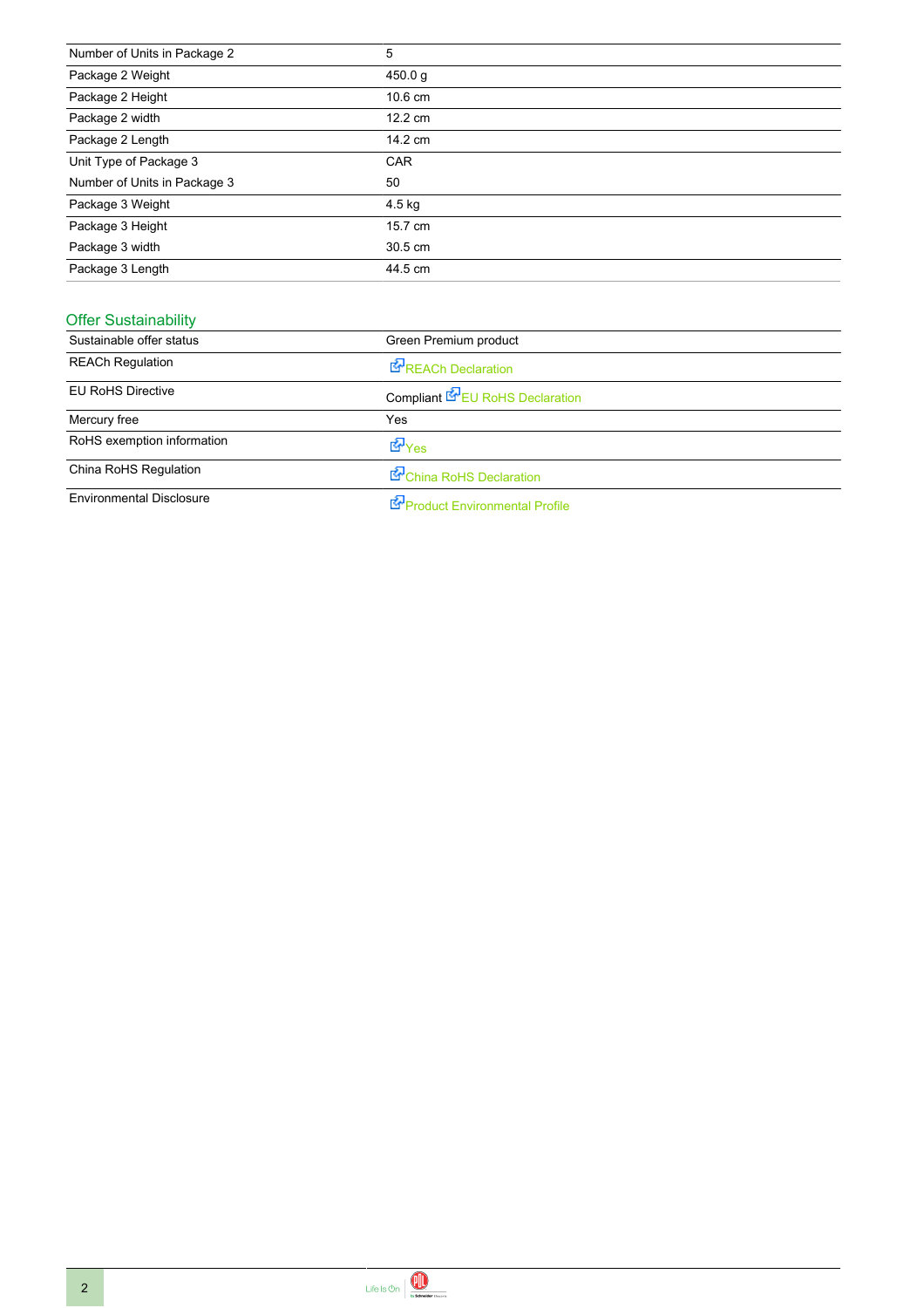| | |
|---|---|
| Number of Units in Package 2 | 5 |
| Package 2 Weight | 450.0 g |
| Package 2 Height | 10.6 cm |
| Package 2 width | 12.2 cm |
| Package 2 Length | 14.2 cm |
| Unit Type of Package 3 | CAR |
| Number of Units in Package 3 | 50 |
| Package 3 Weight | 4.5 kg |
| Package 3 Height | 15.7 cm |
| Package 3 width | 30.5 cm |
| Package 3 Length | 44.5 cm |

## Offer Sustainability

| | |
|---|---|
| Sustainable offer status | Green Premium product |
| REACh Regulation | REACh Declaration |
| EU RoHS Directive | Compliant EU RoHS Declaration |
| Mercury free | Yes |
| RoHS exemption information | Yes |
| China RoHS Regulation | China RoHS Declaration |
| Environmental Disclosure | Product Environmental Profile |